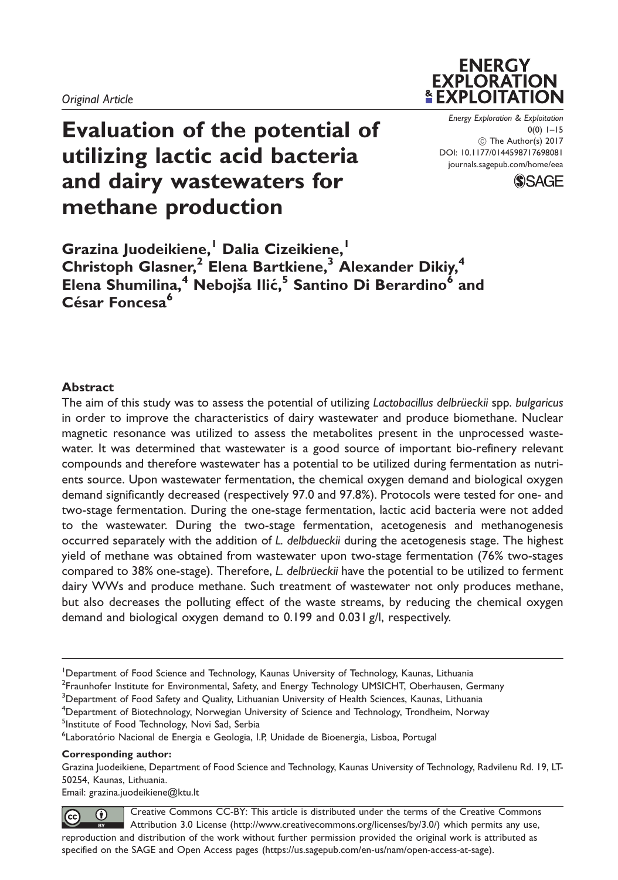*Original Article*

# Evaluation of the potential of utilizing lactic acid bacteria and dairy wastewaters for methane production

Energy Exploration & Exploitation
0(0) 1–15
© The Author(s) 2017
DOI: 10.1177/0144598717698081
journals.sagepub.com/home/eea

**Grazina Juodeikiene,[1] Dalia Cizeikiene,[1] Christoph Glasner,[2] Elena Bartkiene,[3] Alexander Dikiy,[4] Elena Shumilina,[4] Nebojša Ilić,[5] Santino Di Berardino[6] and César Foncesa[6]**

### Abstract

The aim of this study was to assess the potential of utilizing *Lactobacillus delbrüeckii* spp. *bulgaricus* in order to improve the characteristics of dairy wastewater and produce biomethane. Nuclear magnetic resonance was utilized to assess the metabolites present in the unprocessed wastewater. It was determined that wastewater is a good source of important bio-refinery relevant compounds and therefore wastewater has a potential to be utilized during fermentation as nutrients source. Upon wastewater fermentation, the chemical oxygen demand and biological oxygen demand significantly decreased (respectively 97.0 and 97.8%). Protocols were tested for one- and two-stage fermentation. During the one-stage fermentation, lactic acid bacteria were not added to the wastewater. During the two-stage fermentation, acetogenesis and methanogenesis occurred separately with the addition of *L. delbdueckii* during the acetogenesis stage. The highest yield of methane was obtained from wastewater upon two-stage fermentation (76% two-stages compared to 38% one-stage). Therefore, *L. delbrüeckii* have the potential to be utilized to ferment dairy WWs and produce methane. Such treatment of wastewater not only produces methane, but also decreases the polluting effect of the waste streams, by reducing the chemical oxygen demand and biological oxygen demand to 0.199 and 0.031 g/l, respectively.

[1]Department of Food Science and Technology, Kaunas University of Technology, Kaunas, Lithuania
[2]Fraunhofer Institute for Environmental, Safety, and Energy Technology UMSICHT, Oberhausen, Germany
[3]Department of Food Safety and Quality, Lithuanian University of Health Sciences, Kaunas, Lithuania
[4]Department of Biotechnology, Norwegian University of Science and Technology, Trondheim, Norway
[5]Institute of Food Technology, Novi Sad, Serbia
[6]Laboratório Nacional de Energia e Geologia, I.P, Unidade de Bioenergia, Lisboa, Portugal

**Corresponding author:**
Grazina Juodeikiene, Department of Food Science and Technology, Kaunas University of Technology, Radvilenu Rd. 19, LT-50254, Kaunas, Lithuania.
Email: grazina.juodeikiene@ktu.lt

Creative Commons CC-BY: This article is distributed under the terms of the Creative Commons Attribution 3.0 License (http://www.creativecommons.org/licenses/by/3.0/) which permits any use, reproduction and distribution of the work without further permission provided the original work is attributed as specified on the SAGE and Open Access pages (https://us.sagepub.com/en-us/nam/open-access-at-sage).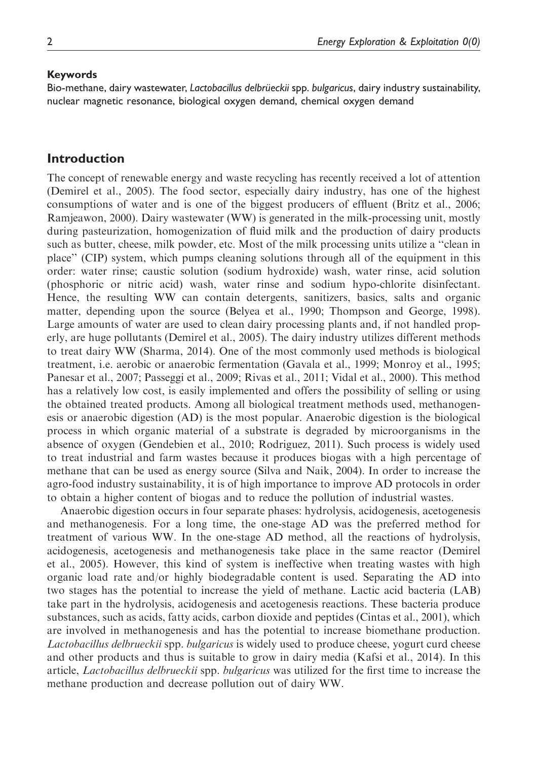**Keywords**

Bio-methane, dairy wastewater, *Lactobacillus delbrüeckii* spp. *bulgaricus*, dairy industry sustainability, nuclear magnetic resonance, biological oxygen demand, chemical oxygen demand

## Introduction

The concept of renewable energy and waste recycling has recently received a lot of attention (Demirel et al., 2005). The food sector, especially dairy industry, has one of the highest consumptions of water and is one of the biggest producers of effluent (Britz et al., 2006; Ramjeawon, 2000). Dairy wastewater (WW) is generated in the milk-processing unit, mostly during pasteurization, homogenization of fluid milk and the production of dairy products such as butter, cheese, milk powder, etc. Most of the milk processing units utilize a ''clean in place'' (CIP) system, which pumps cleaning solutions through all of the equipment in this order: water rinse; caustic solution (sodium hydroxide) wash, water rinse, acid solution (phosphoric or nitric acid) wash, water rinse and sodium hypo-chlorite disinfectant. Hence, the resulting WW can contain detergents, sanitizers, basics, salts and organic matter, depending upon the source (Belyea et al., 1990; Thompson and George, 1998). Large amounts of water are used to clean dairy processing plants and, if not handled properly, are huge pollutants (Demirel et al., 2005). The dairy industry utilizes different methods to treat dairy WW (Sharma, 2014). One of the most commonly used methods is biological treatment, i.e. aerobic or anaerobic fermentation (Gavala et al., 1999; Monroy et al., 1995; Panesar et al., 2007; Passeggi et al., 2009; Rivas et al., 2011; Vidal et al., 2000). This method has a relatively low cost, is easily implemented and offers the possibility of selling or using the obtained treated products. Among all biological treatment methods used, methanogenesis or anaerobic digestion (AD) is the most popular. Anaerobic digestion is the biological process in which organic material of a substrate is degraded by microorganisms in the absence of oxygen (Gendebien et al., 2010; Rodriguez, 2011). Such process is widely used to treat industrial and farm wastes because it produces biogas with a high percentage of methane that can be used as energy source (Silva and Naik, 2004). In order to increase the agro-food industry sustainability, it is of high importance to improve AD protocols in order to obtain a higher content of biogas and to reduce the pollution of industrial wastes.

Anaerobic digestion occurs in four separate phases: hydrolysis, acidogenesis, acetogenesis and methanogenesis. For a long time, the one-stage AD was the preferred method for treatment of various WW. In the one-stage AD method, all the reactions of hydrolysis, acidogenesis, acetogenesis and methanogenesis take place in the same reactor (Demirel et al., 2005). However, this kind of system is ineffective when treating wastes with high organic load rate and/or highly biodegradable content is used. Separating the AD into two stages has the potential to increase the yield of methane. Lactic acid bacteria (LAB) take part in the hydrolysis, acidogenesis and acetogenesis reactions. These bacteria produce substances, such as acids, fatty acids, carbon dioxide and peptides (Cintas et al., 2001), which are involved in methanogenesis and has the potential to increase biomethane production. *Lactobacillus delbrueckii* spp. *bulgaricus* is widely used to produce cheese, yogurt curd cheese and other products and thus is suitable to grow in dairy media (Kafsi et al., 2014). In this article, *Lactobacillus delbrueckii* spp. *bulgaricus* was utilized for the first time to increase the methane production and decrease pollution out of dairy WW.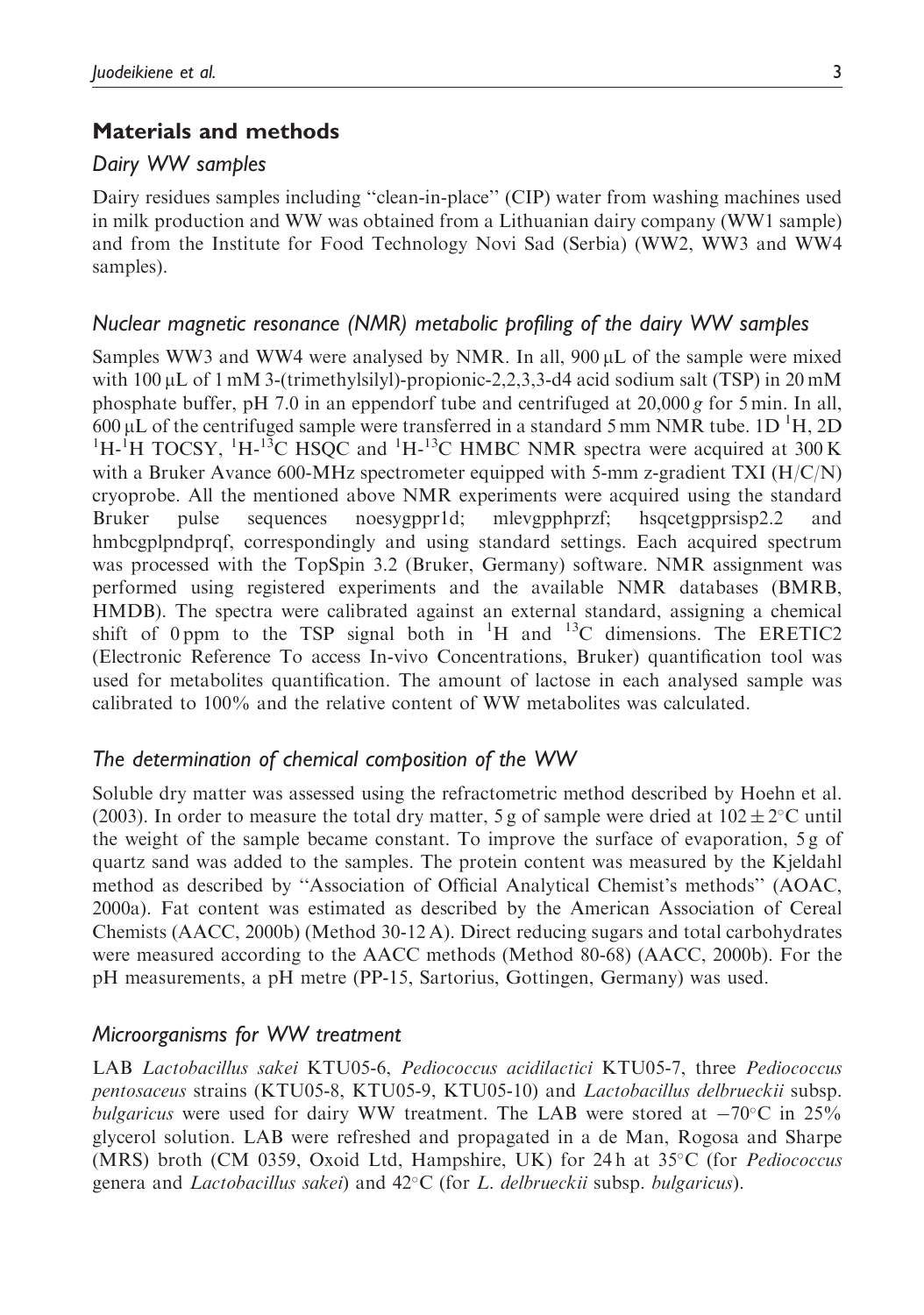## Materials and methods

### Dairy WW samples

Dairy residues samples including "clean-in-place" (CIP) water from washing machines used in milk production and WW was obtained from a Lithuanian dairy company (WW1 sample) and from the Institute for Food Technology Novi Sad (Serbia) (WW2, WW3 and WW4 samples).

### Nuclear magnetic resonance (NMR) metabolic profiling of the dairy WW samples

Samples WW3 and WW4 were analysed by NMR. In all, 900 µL of the sample were mixed with 100 µL of 1 mM 3-(trimethylsilyl)-propionic-2,2,3,3-d4 acid sodium salt (TSP) in 20 mM phosphate buffer, pH 7.0 in an eppendorf tube and centrifuged at 20,000 *g* for 5 min. In all, 600 µL of the centrifuged sample were transferred in a standard 5 mm NMR tube. 1D $^{1}$H, 2D $^{1}$H-$^{1}$H TOCSY, $^{1}$H-$^{13}$C HSQC and $^{1}$H-$^{13}$C HMBC NMR spectra were acquired at 300 K with a Bruker Avance 600-MHz spectrometer equipped with 5-mm z-gradient TXI (H/C/N) cryoprobe. All the mentioned above NMR experiments were acquired using the standard Bruker pulse sequences noesygppr1d; mlevgpphprzf; hsqcetgpprsisp2.2 and hmbcgplpndprqf, correspondingly and using standard settings. Each acquired spectrum was processed with the TopSpin 3.2 (Bruker, Germany) software. NMR assignment was performed using registered experiments and the available NMR databases (BMRB, HMDB). The spectra were calibrated against an external standard, assigning a chemical shift of 0 ppm to the TSP signal both in $^{1}$H and $^{13}$C dimensions. The ERETIC2 (Electronic Reference To access In-vivo Concentrations, Bruker) quantification tool was used for metabolites quantification. The amount of lactose in each analysed sample was calibrated to 100% and the relative content of WW metabolites was calculated.

### The determination of chemical composition of the WW

Soluble dry matter was assessed using the refractometric method described by Hoehn et al. (2003). In order to measure the total dry matter, 5 g of sample were dried at $102 \pm 2^{\circ}$C until the weight of the sample became constant. To improve the surface of evaporation, 5 g of quartz sand was added to the samples. The protein content was measured by the Kjeldahl method as described by "Association of Official Analytical Chemist's methods" (AOAC, 2000a). Fat content was estimated as described by the American Association of Cereal Chemists (AACC, 2000b) (Method 30-12 A). Direct reducing sugars and total carbohydrates were measured according to the AACC methods (Method 80-68) (AACC, 2000b). For the pH measurements, a pH metre (PP-15, Sartorius, Gottingen, Germany) was used.

### Microorganisms for WW treatment

LAB *Lactobacillus sakei* KTU05-6, *Pediococcus acidilactici* KTU05-7, three *Pediococcus pentosaceus* strains (KTU05-8, KTU05-9, KTU05-10) and *Lactobacillus delbrueckii* subsp. *bulgaricus* were used for dairy WW treatment. The LAB were stored at $-70^{\circ}$C in 25% glycerol solution. LAB were refreshed and propagated in a de Man, Rogosa and Sharpe (MRS) broth (CM 0359, Oxoid Ltd, Hampshire, UK) for 24 h at 35°C (for *Pediococcus* genera and *Lactobacillus sakei*) and 42°C (for *L. delbrueckii* subsp. *bulgaricus*).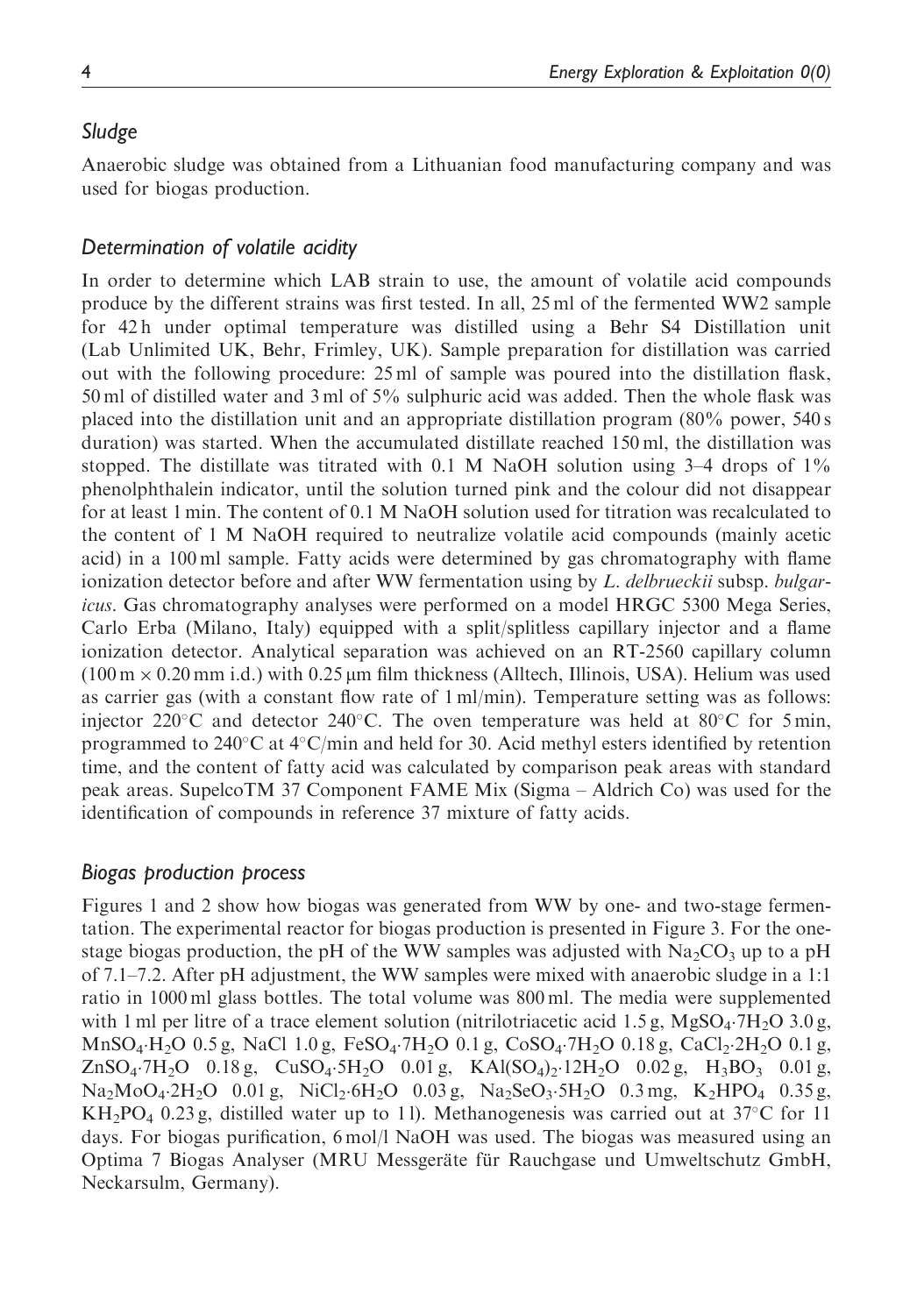## Sludge

Anaerobic sludge was obtained from a Lithuanian food manufacturing company and was used for biogas production.

## Determination of volatile acidity

In order to determine which LAB strain to use, the amount of volatile acid compounds produce by the different strains was first tested. In all, 25 ml of the fermented WW2 sample for 42 h under optimal temperature was distilled using a Behr S4 Distillation unit (Lab Unlimited UK, Behr, Frimley, UK). Sample preparation for distillation was carried out with the following procedure: 25 ml of sample was poured into the distillation flask, 50 ml of distilled water and 3 ml of 5% sulphuric acid was added. Then the whole flask was placed into the distillation unit and an appropriate distillation program (80% power, 540 s duration) was started. When the accumulated distillate reached 150 ml, the distillation was stopped. The distillate was titrated with 0.1 M NaOH solution using 3–4 drops of 1% phenolphthalein indicator, until the solution turned pink and the colour did not disappear for at least 1 min. The content of 0.1 M NaOH solution used for titration was recalculated to the content of 1 M NaOH required to neutralize volatile acid compounds (mainly acetic acid) in a 100 ml sample. Fatty acids were determined by gas chromatography with flame ionization detector before and after WW fermentation using by *L. delbrueckii* subsp. *bulgaricus*. Gas chromatography analyses were performed on a model HRGC 5300 Mega Series, Carlo Erba (Milano, Italy) equipped with a split/splitless capillary injector and a flame ionization detector. Analytical separation was achieved on an RT-2560 capillary column ($100\,m \times 0.20\,mm$ i.d.) with 0.25 μm film thickness (Alltech, Illinois, USA). Helium was used as carrier gas (with a constant flow rate of 1 ml/min). Temperature setting was as follows: injector 220°C and detector 240°C. The oven temperature was held at 80°C for 5 min, programmed to 240°C at 4°C/min and held for 30. Acid methyl esters identified by retention time, and the content of fatty acid was calculated by comparison peak areas with standard peak areas. SupelcoTM 37 Component FAME Mix (Sigma – Aldrich Co) was used for the identification of compounds in reference 37 mixture of fatty acids.

## Biogas production process

Figures 1 and 2 show how biogas was generated from WW by one- and two-stage fermentation. The experimental reactor for biogas production is presented in Figure 3. For the one-stage biogas production, the pH of the WW samples was adjusted with $Na_2CO_3$ up to a pH of 7.1–7.2. After pH adjustment, the WW samples were mixed with anaerobic sludge in a 1:1 ratio in 1000 ml glass bottles. The total volume was 800 ml. The media were supplemented with 1 ml per litre of a trace element solution (nitrilotriacetic acid 1.5 g, $MgSO_4{\cdot}7H_2O$ 3.0 g, $MnSO_4{\cdot}H_2O$ 0.5 g, NaCl 1.0 g, $FeSO_4{\cdot}7H_2O$ 0.1 g, $CoSO_4{\cdot}7H_2O$ 0.18 g, $CaCl_2{\cdot}2H_2O$ 0.1 g, $ZnSO_4{\cdot}7H_2O$ 0.18 g, $CuSO_4{\cdot}5H_2O$ 0.01 g, $KAl(SO_4)_2{\cdot}12H_2O$ 0.02 g, $H_3BO_3$ 0.01 g, $Na_2MoO_4{\cdot}2H_2O$ 0.01 g, $NiCl_2{\cdot}6H_2O$ 0.03 g, $Na_2SeO_3{\cdot}5H_2O$ 0.3 mg, $K_2HPO_4$ 0.35 g, $KH_2PO_4$ 0.23 g, distilled water up to 1 l). Methanogenesis was carried out at 37°C for 11 days. For biogas purification, 6 mol/l NaOH was used. The biogas was measured using an Optima 7 Biogas Analyser (MRU Messgeräte für Rauchgase und Umweltschutz GmbH, Neckarsulm, Germany).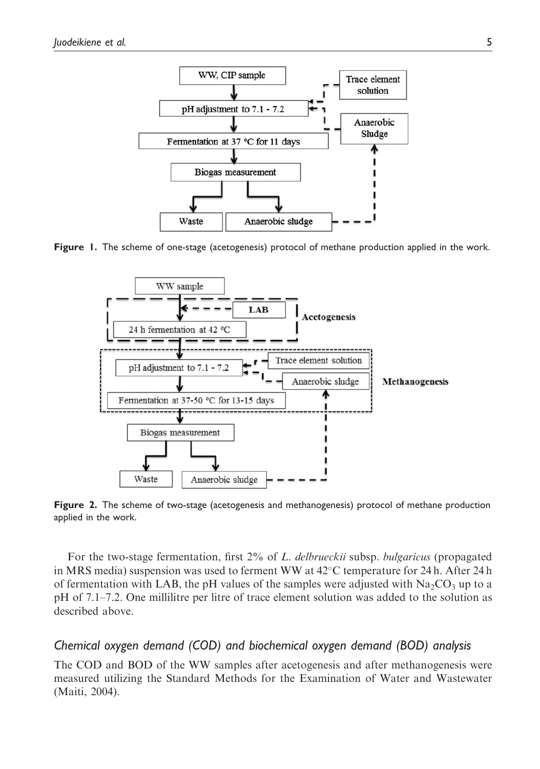Figure 1. The scheme of one-stage (acetogenesis) protocol of methane production applied in the work.

Figure 2. The scheme of two-stage (acetogenesis and methanogenesis) protocol of methane production applied in the work.

For the two-stage fermentation, first 2% of *L. delbrueckii* subsp. *bulgaricus* (propagated in MRS media) suspension was used to ferment WW at 42°C temperature for 24 h. After 24 h of fermentation with LAB, the pH values of the samples were adjusted with $Na_2CO_3$ up to a pH of 7.1–7.2. One millilitre per litre of trace element solution was added to the solution as described above.

## Chemical oxygen demand (COD) and biochemical oxygen demand (BOD) analysis

The COD and BOD of the WW samples after acetogenesis and after methanogenesis were measured utilizing the Standard Methods for the Examination of Water and Wastewater (Maiti, 2004).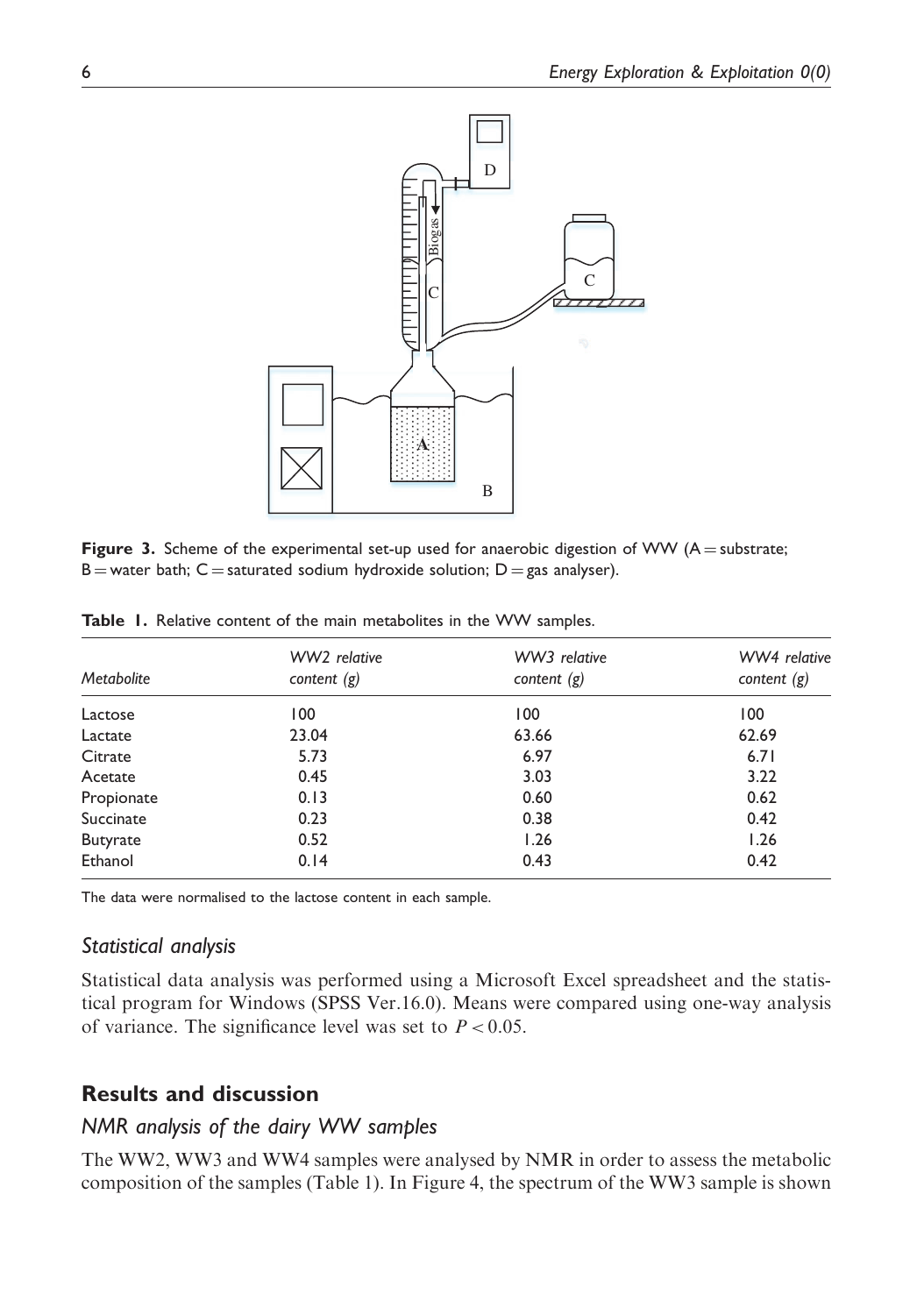**Figure 3.** Scheme of the experimental set-up used for anaerobic digestion of WW (A = substrate; B = water bath; C = saturated sodium hydroxide solution; D = gas analyser).

**Table 1.** Relative content of the main metabolites in the WW samples.

| Metabolite | WW2 relative content (g) | WW3 relative content (g) | WW4 relative content (g) |
|---|---|---|---|
| Lactose | 100 | 100 | 100 |
| Lactate | 23.04 | 63.66 | 62.69 |
| Citrate | 5.73 | 6.97 | 6.71 |
| Acetate | 0.45 | 3.03 | 3.22 |
| Propionate | 0.13 | 0.60 | 0.62 |
| Succinate | 0.23 | 0.38 | 0.42 |
| Butyrate | 0.52 | 1.26 | 1.26 |
| Ethanol | 0.14 | 0.43 | 0.42 |

The data were normalised to the lactose content in each sample.

### Statistical analysis

Statistical data analysis was performed using a Microsoft Excel spreadsheet and the statistical program for Windows (SPSS Ver.16.0). Means were compared using one-way analysis of variance. The significance level was set to $P < 0.05$.

## Results and discussion

### NMR analysis of the dairy WW samples

The WW2, WW3 and WW4 samples were analysed by NMR in order to assess the metabolic composition of the samples (Table 1). In Figure 4, the spectrum of the WW3 sample is shown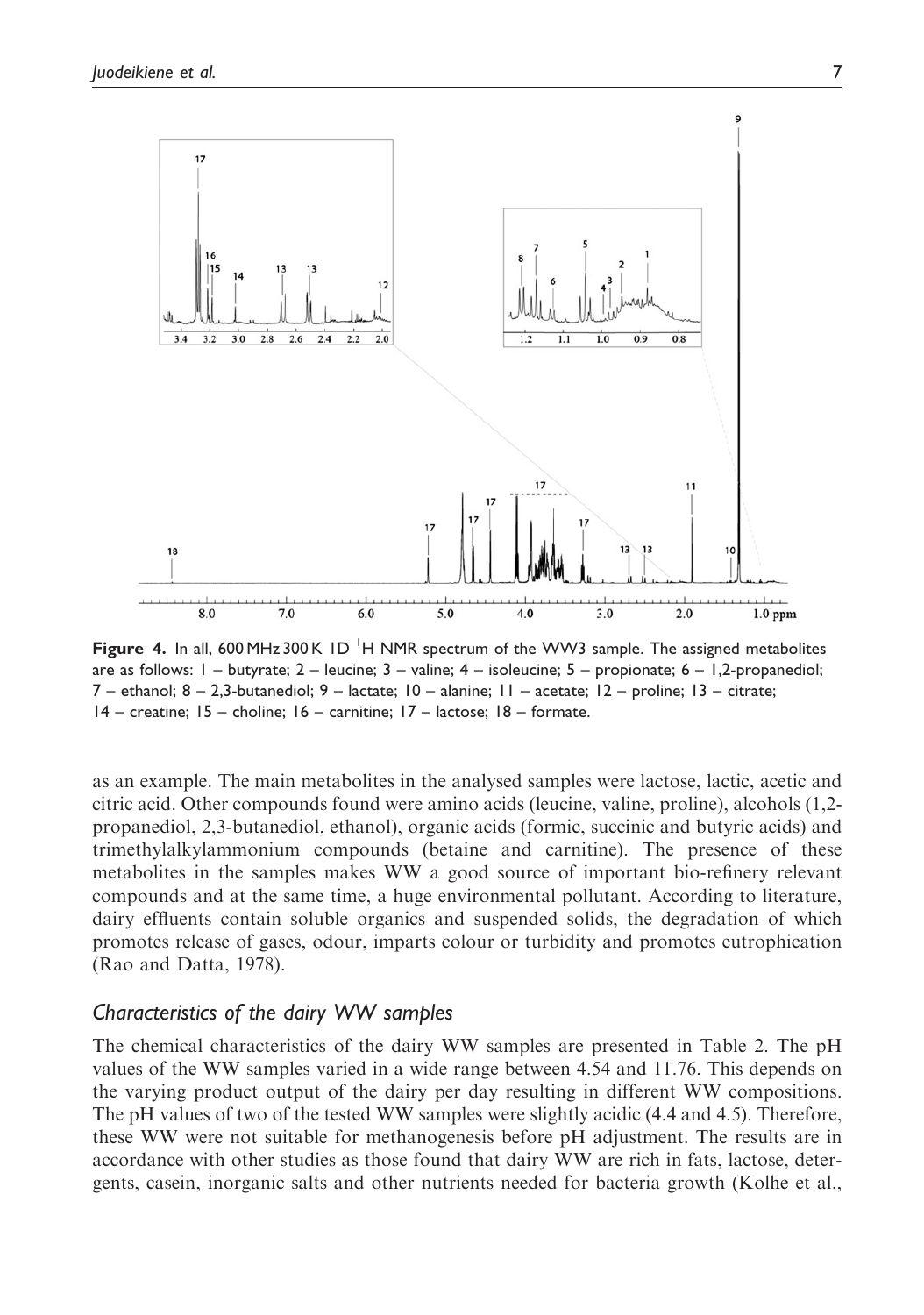**Figure 4.** In all, 600 MHz 300 K 1D $^{1}H$ NMR spectrum of the WW3 sample. The assigned metabolites are as follows: 1 – butyrate; 2 – leucine; 3 – valine; 4 – isoleucine; 5 – propionate; 6 – 1,2-propanediol; 7 – ethanol; 8 – 2,3-butanediol; 9 – lactate; 10 – alanine; 11 – acetate; 12 – proline; 13 – citrate; 14 – creatine; 15 – choline; 16 – carnitine; 17 – lactose; 18 – formate.

as an example. The main metabolites in the analysed samples were lactose, lactic, acetic and citric acid. Other compounds found were amino acids (leucine, valine, proline), alcohols (1,2-propanediol, 2,3-butanediol, ethanol), organic acids (formic, succinic and butyric acids) and trimethylalkylammonium compounds (betaine and carnitine). The presence of these metabolites in the samples makes WW a good source of important bio-refinery relevant compounds and at the same time, a huge environmental pollutant. According to literature, dairy effluents contain soluble organics and suspended solids, the degradation of which promotes release of gases, odour, imparts colour or turbidity and promotes eutrophication (Rao and Datta, 1978).

### *Characteristics of the dairy WW samples*

The chemical characteristics of the dairy WW samples are presented in Table 2. The pH values of the WW samples varied in a wide range between 4.54 and 11.76. This depends on the varying product output of the dairy per day resulting in different WW compositions. The pH values of two of the tested WW samples were slightly acidic (4.4 and 4.5). Therefore, these WW were not suitable for methanogenesis before pH adjustment. The results are in accordance with other studies as those found that dairy WW are rich in fats, lactose, detergents, casein, inorganic salts and other nutrients needed for bacteria growth (Kolhe et al.,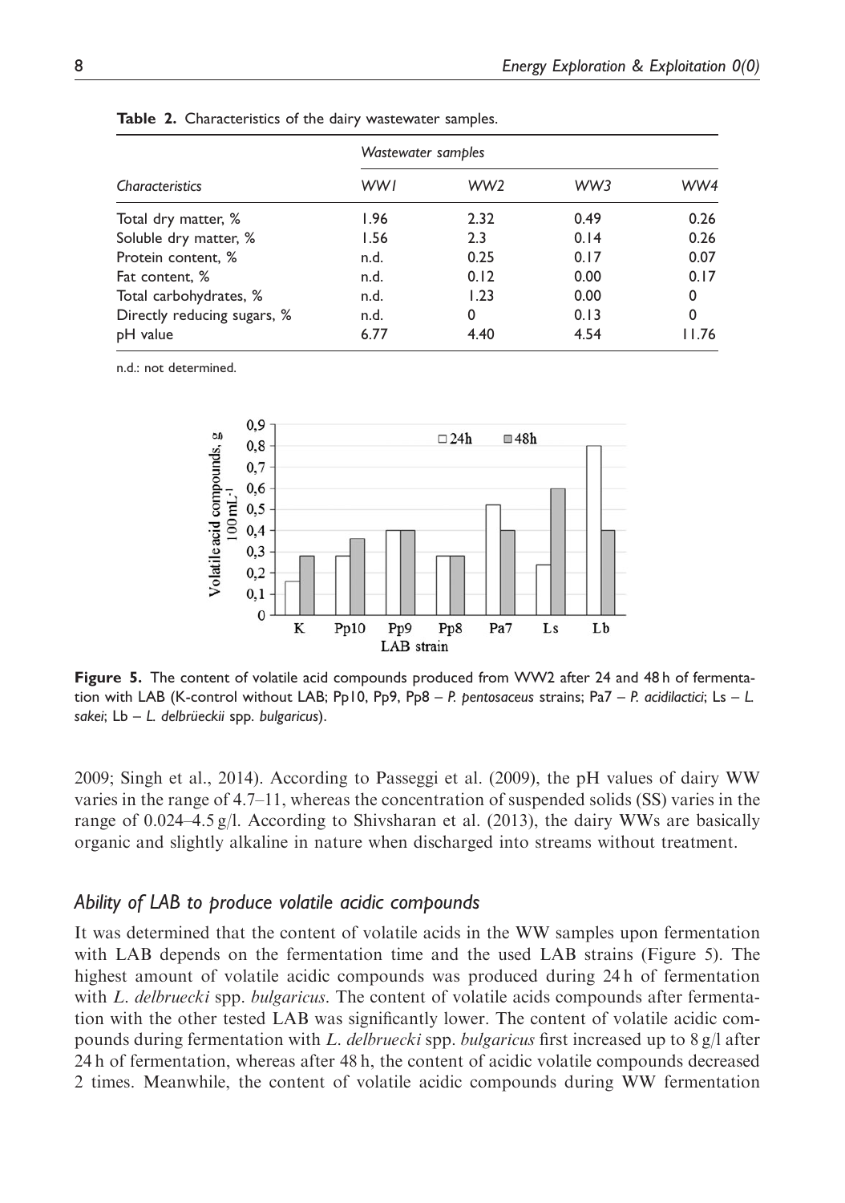**Table 2.** Characteristics of the dairy wastewater samples.

| | *Wastewater samples* | | | |
|---|---|---|---|---|
| *Characteristics* | *WW1* | *WW2* | *WW3* | *WW4* |
| Total dry matter, % | 1.96 | 2.32 | 0.49 | 0.26 |
| Soluble dry matter, % | 1.56 | 2.3 | 0.14 | 0.26 |
| Protein content, % | n.d. | 0.25 | 0.17 | 0.07 |
| Fat content, % | n.d. | 0.12 | 0.00 | 0.17 |
| Total carbohydrates, % | n.d. | 1.23 | 0.00 | 0 |
| Directly reducing sugars, % | n.d. | 0 | 0.13 | 0 |
| pH value | 6.77 | 4.40 | 4.54 | 11.76 |

n.d.: not determined.

**Figure 5.** The content of volatile acid compounds produced from WW2 after 24 and 48 h of fermentation with LAB (K-control without LAB; Pp10, Pp9, Pp8 – *P. pentosaceus* strains; Pa7 – *P. acidilactici*; Ls – *L. sakei*; Lb – *L. delbrüeckii* spp. *bulgaricus*).

2009; Singh et al., 2014). According to Passeggi et al. (2009), the pH values of dairy WW varies in the range of 4.7–11, whereas the concentration of suspended solids (SS) varies in the range of 0.024–4.5 g/l. According to Shivsharan et al. (2013), the dairy WWs are basically organic and slightly alkaline in nature when discharged into streams without treatment.

### *Ability of LAB to produce volatile acidic compounds*

It was determined that the content of volatile acids in the WW samples upon fermentation with LAB depends on the fermentation time and the used LAB strains (Figure 5). The highest amount of volatile acidic compounds was produced during 24 h of fermentation with *L. delbruecki* spp. *bulgaricus*. The content of volatile acids compounds after fermentation with the other tested LAB was significantly lower. The content of volatile acidic compounds during fermentation with *L. delbruecki* spp. *bulgaricus* first increased up to 8 g/l after 24 h of fermentation, whereas after 48 h, the content of acidic volatile compounds decreased 2 times. Meanwhile, the content of volatile acidic compounds during WW fermentation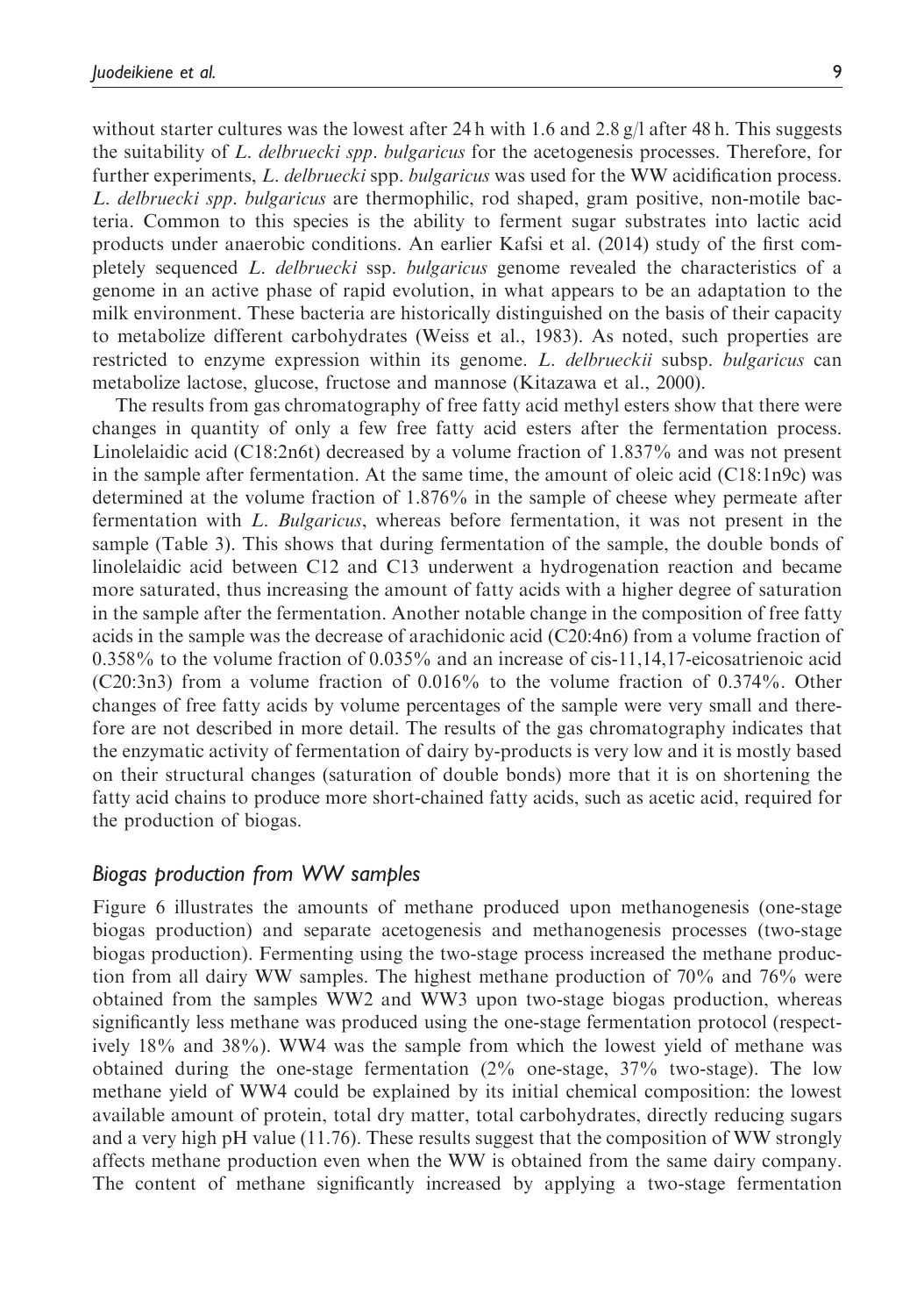without starter cultures was the lowest after 24 h with 1.6 and 2.8 g/l after 48 h. This suggests the suitability of *L. delbruecki spp. bulgaricus* for the acetogenesis processes. Therefore, for further experiments, *L. delbruecki* spp. *bulgaricus* was used for the WW acidification process. *L. delbruecki spp. bulgaricus* are thermophilic, rod shaped, gram positive, non-motile bacteria. Common to this species is the ability to ferment sugar substrates into lactic acid products under anaerobic conditions. An earlier Kafsi et al. (2014) study of the first completely sequenced *L. delbruecki* ssp. *bulgaricus* genome revealed the characteristics of a genome in an active phase of rapid evolution, in what appears to be an adaptation to the milk environment. These bacteria are historically distinguished on the basis of their capacity to metabolize different carbohydrates (Weiss et al., 1983). As noted, such properties are restricted to enzyme expression within its genome. *L. delbrueckii* subsp. *bulgaricus* can metabolize lactose, glucose, fructose and mannose (Kitazawa et al., 2000).

The results from gas chromatography of free fatty acid methyl esters show that there were changes in quantity of only a few free fatty acid esters after the fermentation process. Linolelaidic acid (C18:2n6t) decreased by a volume fraction of 1.837% and was not present in the sample after fermentation. At the same time, the amount of oleic acid (C18:1n9c) was determined at the volume fraction of 1.876% in the sample of cheese whey permeate after fermentation with *L. Bulgaricus*, whereas before fermentation, it was not present in the sample (Table 3). This shows that during fermentation of the sample, the double bonds of linolelaidic acid between C12 and C13 underwent a hydrogenation reaction and became more saturated, thus increasing the amount of fatty acids with a higher degree of saturation in the sample after the fermentation. Another notable change in the composition of free fatty acids in the sample was the decrease of arachidonic acid (C20:4n6) from a volume fraction of 0.358% to the volume fraction of 0.035% and an increase of cis-11,14,17-eicosatrienoic acid (C20:3n3) from a volume fraction of 0.016% to the volume fraction of 0.374%. Other changes of free fatty acids by volume percentages of the sample were very small and therefore are not described in more detail. The results of the gas chromatography indicates that the enzymatic activity of fermentation of dairy by-products is very low and it is mostly based on their structural changes (saturation of double bonds) more that it is on shortening the fatty acid chains to produce more short-chained fatty acids, such as acetic acid, required for the production of biogas.

## Biogas production from WW samples

Figure 6 illustrates the amounts of methane produced upon methanogenesis (one-stage biogas production) and separate acetogenesis and methanogenesis processes (two-stage biogas production). Fermenting using the two-stage process increased the methane production from all dairy WW samples. The highest methane production of 70% and 76% were obtained from the samples WW2 and WW3 upon two-stage biogas production, whereas significantly less methane was produced using the one-stage fermentation protocol (respectively 18% and 38%). WW4 was the sample from which the lowest yield of methane was obtained during the one-stage fermentation (2% one-stage, 37% two-stage). The low methane yield of WW4 could be explained by its initial chemical composition: the lowest available amount of protein, total dry matter, total carbohydrates, directly reducing sugars and a very high pH value (11.76). These results suggest that the composition of WW strongly affects methane production even when the WW is obtained from the same dairy company. The content of methane significantly increased by applying a two-stage fermentation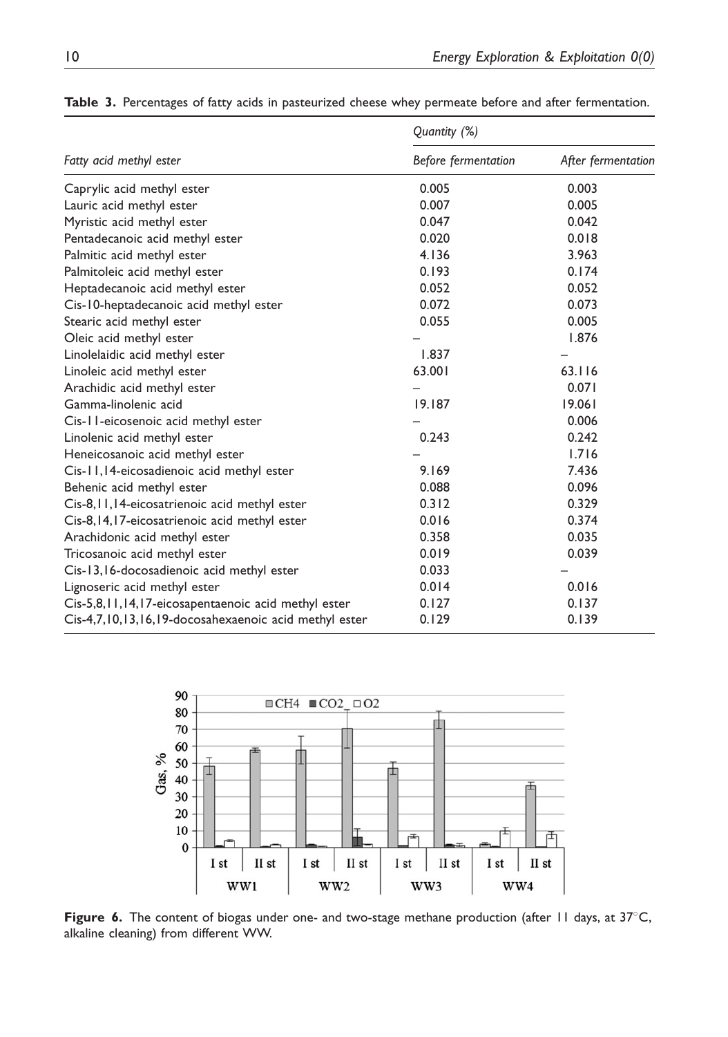**Table 3.** Percentages of fatty acids in pasteurized cheese whey permeate before and after fermentation.

| Fatty acid methyl ester | Quantity (%) | |
|---|---|---|
| | Before fermentation | After fermentation |
| Caprylic acid methyl ester | 0.005 | 0.003 |
| Lauric acid methyl ester | 0.007 | 0.005 |
| Myristic acid methyl ester | 0.047 | 0.042 |
| Pentadecanoic acid methyl ester | 0.020 | 0.018 |
| Palmitic acid methyl ester | 4.136 | 3.963 |
| Palmitoleic acid methyl ester | 0.193 | 0.174 |
| Heptadecanoic acid methyl ester | 0.052 | 0.052 |
| Cis-10-heptadecanoic acid methyl ester | 0.072 | 0.073 |
| Stearic acid methyl ester | 0.055 | 0.005 |
| Oleic acid methyl ester | – | 1.876 |
| Linolelaidic acid methyl ester | 1.837 | – |
| Linoleic acid methyl ester | 63.001 | 63.116 |
| Arachidic acid methyl ester | – | 0.071 |
| Gamma-linolenic acid | 19.187 | 19.061 |
| Cis-11-eicosenoic acid methyl ester | – | 0.006 |
| Linolenic acid methyl ester | 0.243 | 0.242 |
| Heneicosanoic acid methyl ester | – | 1.716 |
| Cis-11,14-eicosadienoic acid methyl ester | 9.169 | 7.436 |
| Behenic acid methyl ester | 0.088 | 0.096 |
| Cis-8,11,14-eicosatrienoic acid methyl ester | 0.312 | 0.329 |
| Cis-8,14,17-eicosatrienoic acid methyl ester | 0.016 | 0.374 |
| Arachidonic acid methyl ester | 0.358 | 0.035 |
| Tricosanoic acid methyl ester | 0.019 | 0.039 |
| Cis-13,16-docosadienoic acid methyl ester | 0.033 | – |
| Lignoseric acid methyl ester | 0.014 | 0.016 |
| Cis-5,8,11,14,17-eicosapentaenoic acid methyl ester | 0.127 | 0.137 |
| Cis-4,7,10,13,16,19-docosahexaenoic acid methyl ester | 0.129 | 0.139 |

**Figure 6.** The content of biogas under one- and two-stage methane production (after 11 days, at 37°C, alkaline cleaning) from different WW.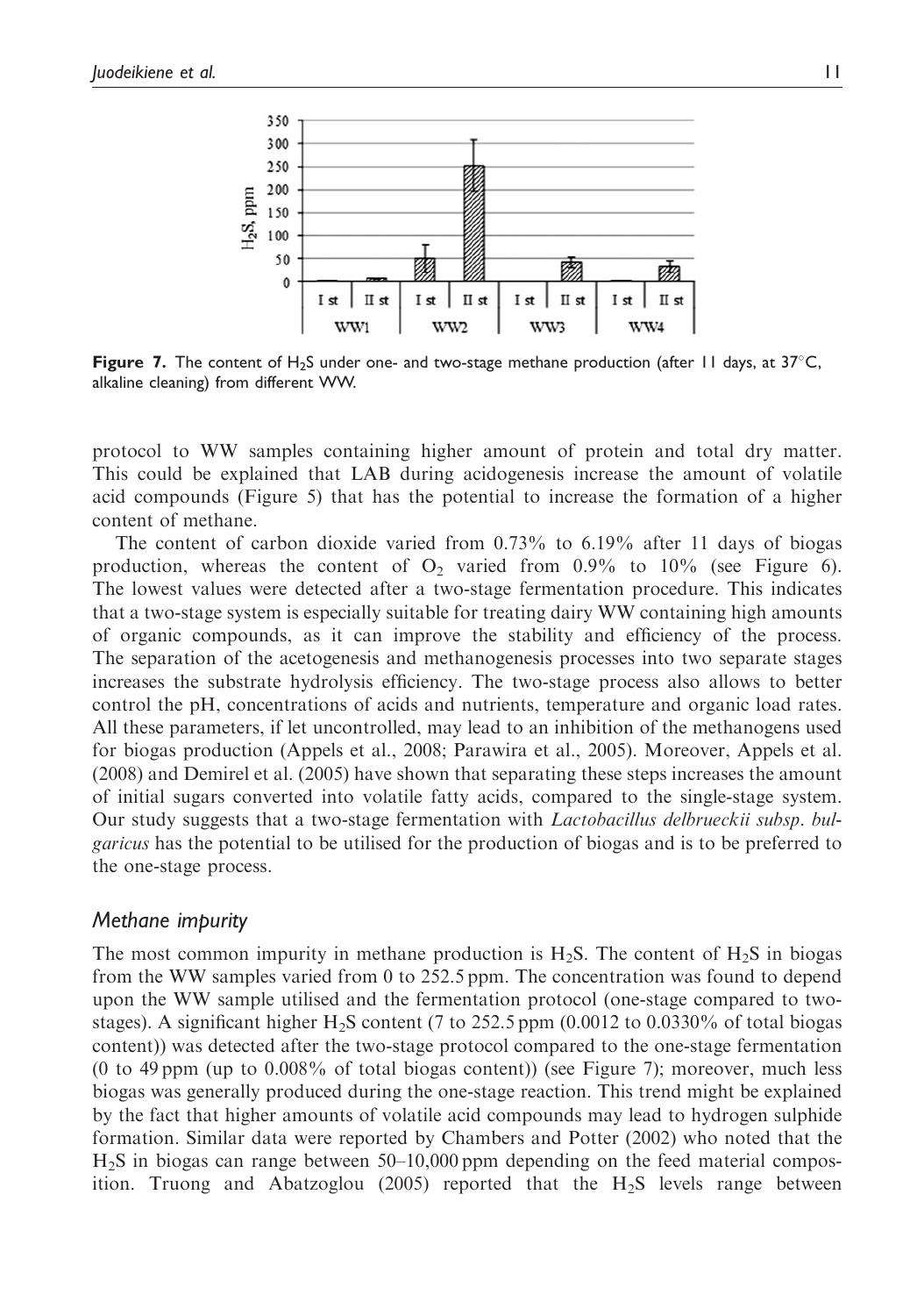Figure 7. The content of $H_2S$ under one- and two-stage methane production (after 11 days, at 37°C, alkaline cleaning) from different WW.

protocol to WW samples containing higher amount of protein and total dry matter. This could be explained that LAB during acidogenesis increase the amount of volatile acid compounds (Figure 5) that has the potential to increase the formation of a higher content of methane.

The content of carbon dioxide varied from 0.73% to 6.19% after 11 days of biogas production, whereas the content of $O_2$ varied from 0.9% to 10% (see Figure 6). The lowest values were detected after a two-stage fermentation procedure. This indicates that a two-stage system is especially suitable for treating dairy WW containing high amounts of organic compounds, as it can improve the stability and efficiency of the process. The separation of the acetogenesis and methanogenesis processes into two separate stages increases the substrate hydrolysis efficiency. The two-stage process also allows to better control the pH, concentrations of acids and nutrients, temperature and organic load rates. All these parameters, if let uncontrolled, may lead to an inhibition of the methanogens used for biogas production (Appels et al., 2008; Parawira et al., 2005). Moreover, Appels et al. (2008) and Demirel et al. (2005) have shown that separating these steps increases the amount of initial sugars converted into volatile fatty acids, compared to the single-stage system. Our study suggests that a two-stage fermentation with *Lactobacillus delbrueckii subsp. bulgaricus* has the potential to be utilised for the production of biogas and is to be preferred to the one-stage process.

### Methane impurity

The most common impurity in methane production is $H_2S$. The content of $H_2S$ in biogas from the WW samples varied from 0 to 252.5 ppm. The concentration was found to depend upon the WW sample utilised and the fermentation protocol (one-stage compared to two-stages). A significant higher $H_2S$ content (7 to 252.5 ppm (0.0012 to 0.0330% of total biogas content)) was detected after the two-stage protocol compared to the one-stage fermentation (0 to 49 ppm (up to 0.008% of total biogas content)) (see Figure 7); moreover, much less biogas was generally produced during the one-stage reaction. This trend might be explained by the fact that higher amounts of volatile acid compounds may lead to hydrogen sulphide formation. Similar data were reported by Chambers and Potter (2002) who noted that the $H_2S$ in biogas can range between 50–10,000 ppm depending on the feed material composition. Truong and Abatzoglou (2005) reported that the $H_2S$ levels range between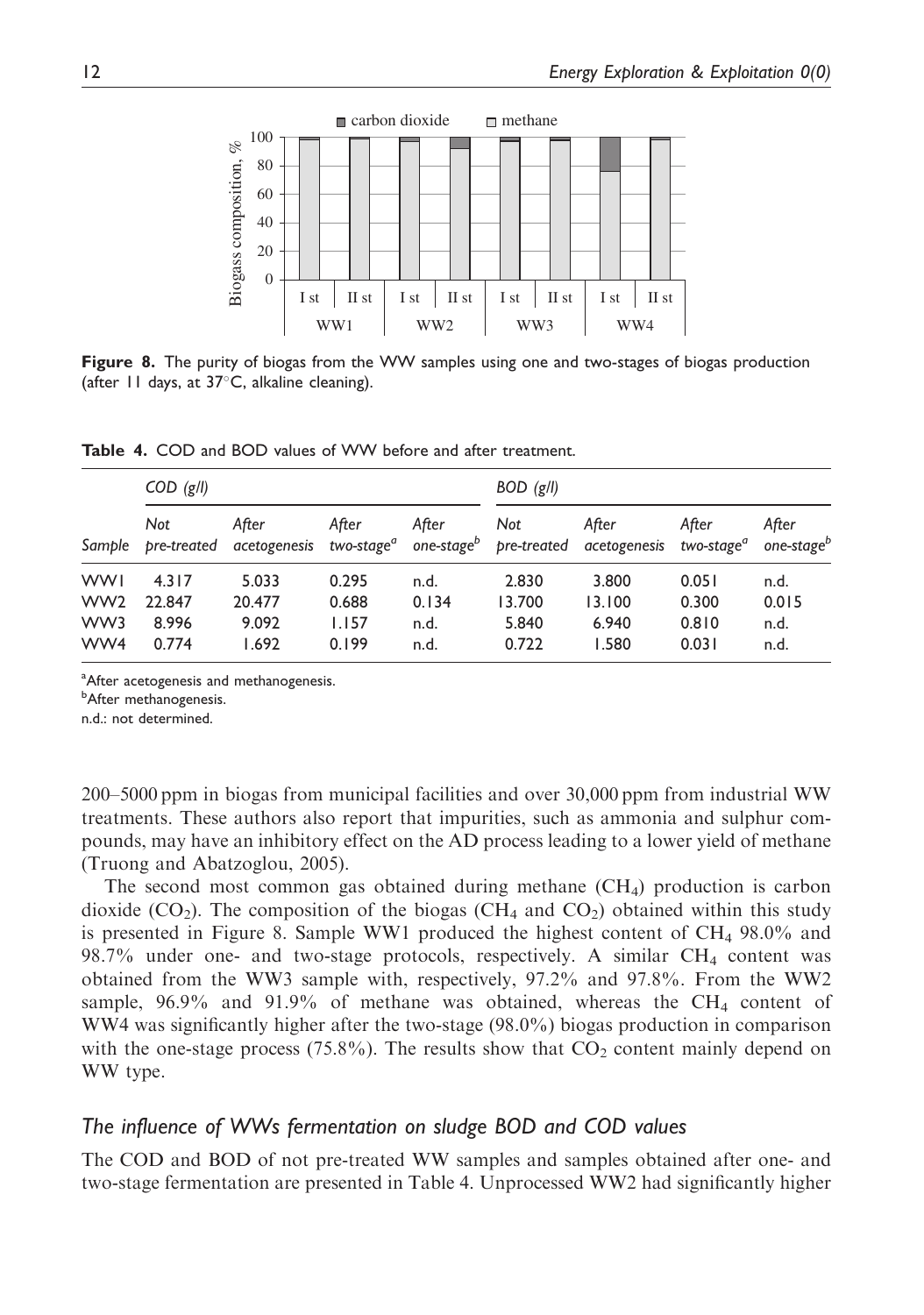**Figure 8.** The purity of biogas from the WW samples using one and two-stages of biogas production (after 11 days, at 37°C, alkaline cleaning).

**Table 4.** COD and BOD values of WW before and after treatment.

| | COD (g/l) | | | | BOD (g/l) | | | |
|---|---|---|---|---|---|---|---|---|
| Sample | Not pre-treated | After acetogenesis | After two-stage[a] | After one-stage[b] | Not pre-treated | After acetogenesis | After two-stage[a] | After one-stage[b] |
| WW1 | 4.317 | 5.033 | 0.295 | n.d. | 2.830 | 3.800 | 0.051 | n.d. |
| WW2 | 22.847 | 20.477 | 0.688 | 0.134 | 13.700 | 13.100 | 0.300 | 0.015 |
| WW3 | 8.996 | 9.092 | 1.157 | n.d. | 5.840 | 6.940 | 0.810 | n.d. |
| WW4 | 0.774 | 1.692 | 0.199 | n.d. | 0.722 | 1.580 | 0.031 | n.d. |

[a]After acetogenesis and methanogenesis.
[b]After methanogenesis.
n.d.: not determined.

200–5000 ppm in biogas from municipal facilities and over 30,000 ppm from industrial WW treatments. These authors also report that impurities, such as ammonia and sulphur compounds, may have an inhibitory effect on the AD process leading to a lower yield of methane (Truong and Abatzoglou, 2005).

The second most common gas obtained during methane ($CH_4$) production is carbon dioxide ($CO_2$). The composition of the biogas ($CH_4$ and $CO_2$) obtained within this study is presented in Figure 8. Sample WW1 produced the highest content of $CH_4$ 98.0% and 98.7% under one- and two-stage protocols, respectively. A similar $CH_4$ content was obtained from the WW3 sample with, respectively, 97.2% and 97.8%. From the WW2 sample, 96.9% and 91.9% of methane was obtained, whereas the $CH_4$ content of WW4 was significantly higher after the two-stage (98.0%) biogas production in comparison with the one-stage process (75.8%). The results show that $CO_2$ content mainly depend on WW type.

## The influence of WWs fermentation on sludge BOD and COD values

The COD and BOD of not pre-treated WW samples and samples obtained after one- and two-stage fermentation are presented in Table 4. Unprocessed WW2 had significantly higher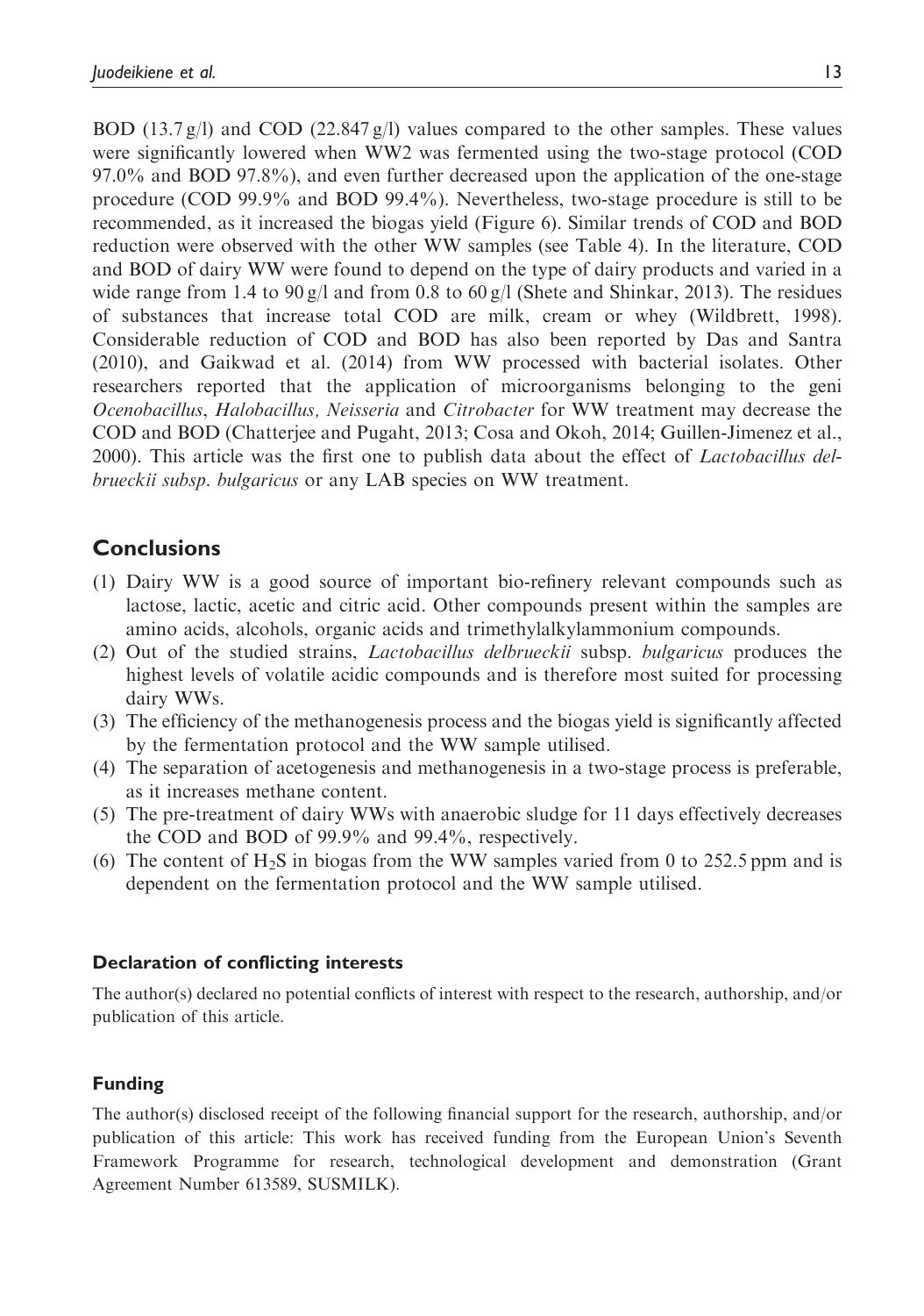BOD (13.7 g/l) and COD (22.847 g/l) values compared to the other samples. These values were significantly lowered when WW2 was fermented using the two-stage protocol (COD 97.0% and BOD 97.8%), and even further decreased upon the application of the one-stage procedure (COD 99.9% and BOD 99.4%). Nevertheless, two-stage procedure is still to be recommended, as it increased the biogas yield (Figure 6). Similar trends of COD and BOD reduction were observed with the other WW samples (see Table 4). In the literature, COD and BOD of dairy WW were found to depend on the type of dairy products and varied in a wide range from 1.4 to 90 g/l and from 0.8 to 60 g/l (Shete and Shinkar, 2013). The residues of substances that increase total COD are milk, cream or whey (Wildbrett, 1998). Considerable reduction of COD and BOD has also been reported by Das and Santra (2010), and Gaikwad et al. (2014) from WW processed with bacterial isolates. Other researchers reported that the application of microorganisms belonging to the geni *Ocenobacillus*, *Halobacillus, Neisseria* and *Citrobacter* for WW treatment may decrease the COD and BOD (Chatterjee and Pugaht, 2013; Cosa and Okoh, 2014; Guillen-Jimenez et al., 2000). This article was the first one to publish data about the effect of *Lactobacillus delbrueckii subsp. bulgaricus* or any LAB species on WW treatment.

## Conclusions

(1) Dairy WW is a good source of important bio-refinery relevant compounds such as lactose, lactic, acetic and citric acid. Other compounds present within the samples are amino acids, alcohols, organic acids and trimethylalkylammonium compounds.
(2) Out of the studied strains, *Lactobacillus delbrueckii* subsp. *bulgaricus* produces the highest levels of volatile acidic compounds and is therefore most suited for processing dairy WWs.
(3) The efficiency of the methanogenesis process and the biogas yield is significantly affected by the fermentation protocol and the WW sample utilised.
(4) The separation of acetogenesis and methanogenesis in a two-stage process is preferable, as it increases methane content.
(5) The pre-treatment of dairy WWs with anaerobic sludge for 11 days effectively decreases the COD and BOD of 99.9% and 99.4%, respectively.
(6) The content of $H_2S$ in biogas from the WW samples varied from 0 to 252.5 ppm and is dependent on the fermentation protocol and the WW sample utilised.

#### Declaration of conflicting interests

The author(s) declared no potential conflicts of interest with respect to the research, authorship, and/or publication of this article.

#### Funding

The author(s) disclosed receipt of the following financial support for the research, authorship, and/or publication of this article: This work has received funding from the European Union's Seventh Framework Programme for research, technological development and demonstration (Grant Agreement Number 613589, SUSMILK).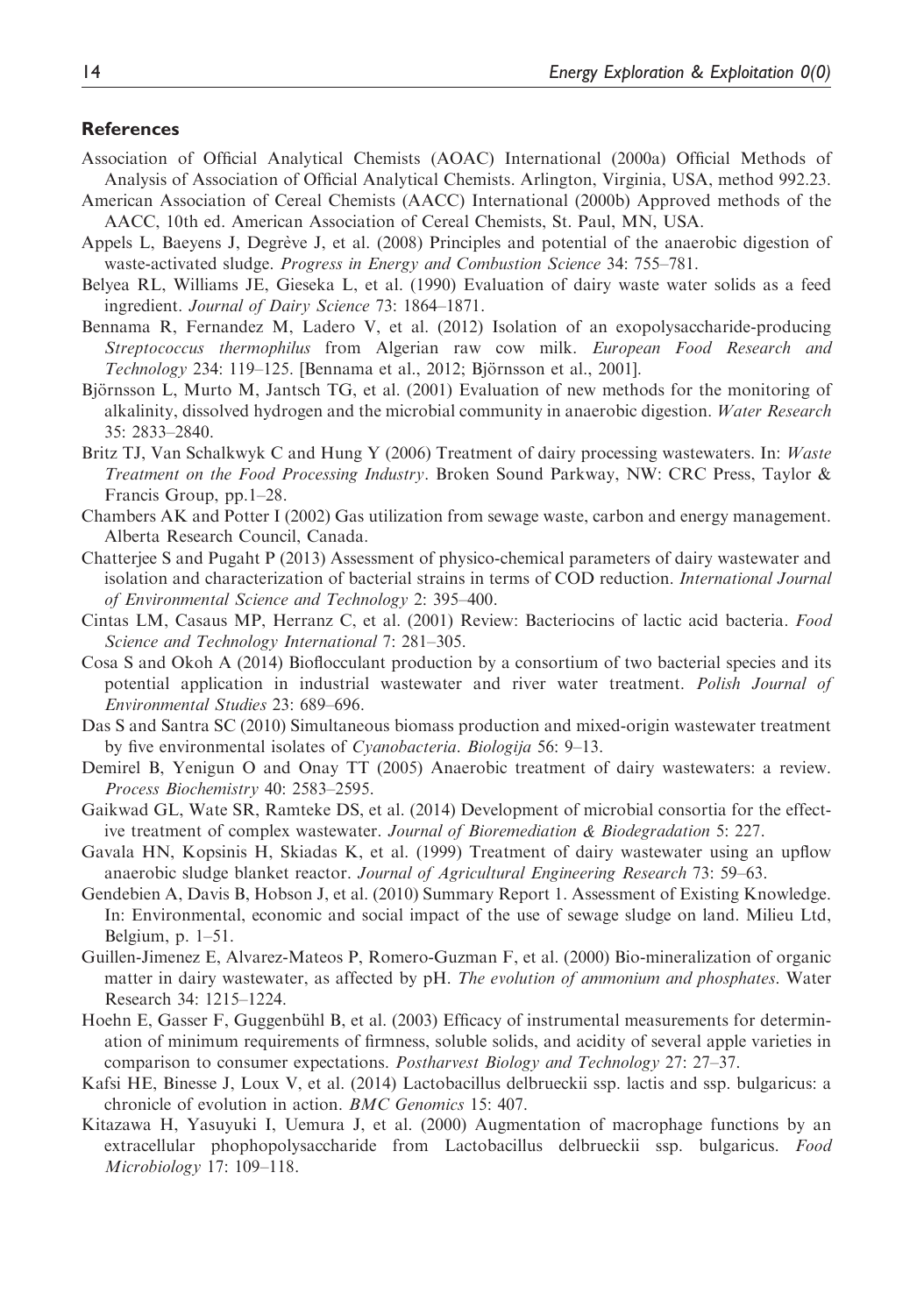## References

Association of Official Analytical Chemists (AOAC) International (2000a) Official Methods of Analysis of Association of Official Analytical Chemists. Arlington, Virginia, USA, method 992.23.

American Association of Cereal Chemists (AACC) International (2000b) Approved methods of the AACC, 10th ed. American Association of Cereal Chemists, St. Paul, MN, USA.

Appels L, Baeyens J, Degrève J, et al. (2008) Principles and potential of the anaerobic digestion of waste-activated sludge. *Progress in Energy and Combustion Science* 34: 755–781.

Belyea RL, Williams JE, Gieseka L, et al. (1990) Evaluation of dairy waste water solids as a feed ingredient. *Journal of Dairy Science* 73: 1864–1871.

Bennama R, Fernandez M, Ladero V, et al. (2012) Isolation of an exopolysaccharide-producing *Streptococcus thermophilus* from Algerian raw cow milk. *European Food Research and Technology* 234: 119–125. [Bennama et al., 2012; Björnsson et al., 2001].

Björnsson L, Murto M, Jantsch TG, et al. (2001) Evaluation of new methods for the monitoring of alkalinity, dissolved hydrogen and the microbial community in anaerobic digestion. *Water Research* 35: 2833–2840.

Britz TJ, Van Schalkwyk C and Hung Y (2006) Treatment of dairy processing wastewaters. In: *Waste Treatment on the Food Processing Industry*. Broken Sound Parkway, NW: CRC Press, Taylor & Francis Group, pp.1–28.

Chambers AK and Potter I (2002) Gas utilization from sewage waste, carbon and energy management. Alberta Research Council, Canada.

Chatterjee S and Pugaht P (2013) Assessment of physico-chemical parameters of dairy wastewater and isolation and characterization of bacterial strains in terms of COD reduction. *International Journal of Environmental Science and Technology* 2: 395–400.

Cintas LM, Casaus MP, Herranz C, et al. (2001) Review: Bacteriocins of lactic acid bacteria. *Food Science and Technology International* 7: 281–305.

Cosa S and Okoh A (2014) Bioflocculant production by a consortium of two bacterial species and its potential application in industrial wastewater and river water treatment. *Polish Journal of Environmental Studies* 23: 689–696.

Das S and Santra SC (2010) Simultaneous biomass production and mixed-origin wastewater treatment by five environmental isolates of *Cyanobacteria*. *Biologija* 56: 9–13.

Demirel B, Yenigun O and Onay TT (2005) Anaerobic treatment of dairy wastewaters: a review. *Process Biochemistry* 40: 2583–2595.

Gaikwad GL, Wate SR, Ramteke DS, et al. (2014) Development of microbial consortia for the effective treatment of complex wastewater. *Journal of Bioremediation & Biodegradation* 5: 227.

Gavala HN, Kopsinis H, Skiadas K, et al. (1999) Treatment of dairy wastewater using an upflow anaerobic sludge blanket reactor. *Journal of Agricultural Engineering Research* 73: 59–63.

Gendebien A, Davis B, Hobson J, et al. (2010) Summary Report 1. Assessment of Existing Knowledge. In: Environmental, economic and social impact of the use of sewage sludge on land. Milieu Ltd, Belgium, p. 1–51.

Guillen-Jimenez E, Alvarez-Mateos P, Romero-Guzman F, et al. (2000) Bio-mineralization of organic matter in dairy wastewater, as affected by pH. *The evolution of ammonium and phosphates*. Water Research 34: 1215–1224.

Hoehn E, Gasser F, Guggenbühl B, et al. (2003) Efficacy of instrumental measurements for determination of minimum requirements of firmness, soluble solids, and acidity of several apple varieties in comparison to consumer expectations. *Postharvest Biology and Technology* 27: 27–37.

Kafsi HE, Binesse J, Loux V, et al. (2014) Lactobacillus delbrueckii ssp. lactis and ssp. bulgaricus: a chronicle of evolution in action. *BMC Genomics* 15: 407.

Kitazawa H, Yasuyuki I, Uemura J, et al. (2000) Augmentation of macrophage functions by an extracellular phophopolysaccharide from Lactobacillus delbrueckii ssp. bulgaricus. *Food Microbiology* 17: 109–118.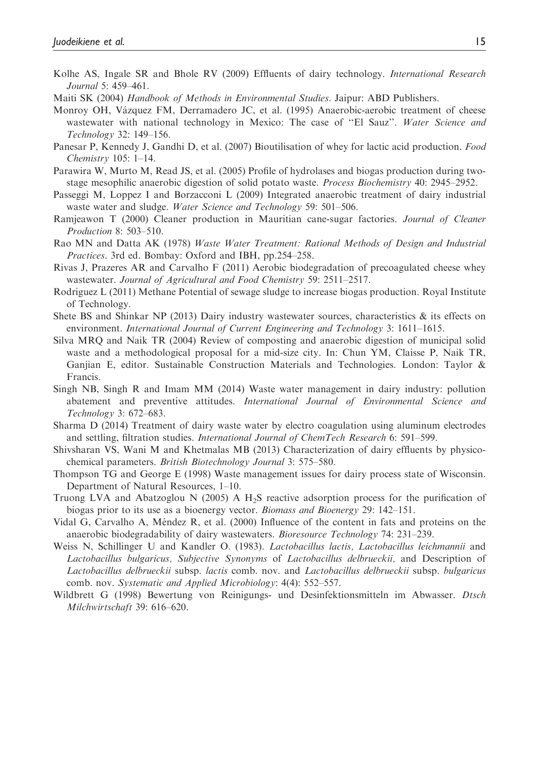Kolhe AS, Ingale SR and Bhole RV (2009) Effluents of dairy technology. *International Research Journal* 5: 459–461.

Maiti SK (2004) *Handbook of Methods in Environmental Studies*. Jaipur: ABD Publishers.

Monroy OH, Vázquez FM, Derramadero JC, et al. (1995) Anaerobic-aerobic treatment of cheese wastewater with national technology in Mexico: The case of "El Sauz". *Water Science and Technology* 32: 149–156.

Panesar P, Kennedy J, Gandhi D, et al. (2007) Bioutilisation of whey for lactic acid production. *Food Chemistry* 105: 1–14.

Parawira W, Murto M, Read JS, et al. (2005) Profile of hydrolases and biogas production during two-stage mesophilic anaerobic digestion of solid potato waste. *Process Biochemistry* 40: 2945–2952.

Passeggi M, Loppez I and Borzacconi L (2009) Integrated anaerobic treatment of dairy industrial waste water and sludge. *Water Science and Technology* 59: 501–506.

Ramjeawon T (2000) Cleaner production in Mauritian cane-sugar factories. *Journal of Cleaner Production* 8: 503–510.

Rao MN and Datta AK (1978) *Waste Water Treatment: Rational Methods of Design and Industrial Practices*. 3rd ed. Bombay: Oxford and IBH, pp.254–258.

Rivas J, Prazeres AR and Carvalho F (2011) Aerobic biodegradation of precoagulated cheese whey wastewater. *Journal of Agricultural and Food Chemistry* 59: 2511–2517.

Rodriguez L (2011) Methane Potential of sewage sludge to increase biogas production. Royal Institute of Technology.

Shete BS and Shinkar NP (2013) Dairy industry wastewater sources, characteristics & its effects on environment. *International Journal of Current Engineering and Technology* 3: 1611–1615.

Silva MRQ and Naik TR (2004) Review of composting and anaerobic digestion of municipal solid waste and a methodological proposal for a mid-size city. In: Chun YM, Claisse P, Naik TR, Ganjian E, editor. Sustainable Construction Materials and Technologies. London: Taylor & Francis.

Singh NB, Singh R and Imam MM (2014) Waste water management in dairy industry: pollution abatement and preventive attitudes. *International Journal of Environmental Science and Technology* 3: 672–683.

Sharma D (2014) Treatment of dairy waste water by electro coagulation using aluminum electrodes and settling, filtration studies. *International Journal of ChemTech Research* 6: 591–599.

Shivsharan VS, Wani M and Khetmalas MB (2013) Characterization of dairy effluents by physico-chemical parameters. *British Biotechnology Journal* 3: 575–580.

Thompson TG and George E (1998) Waste management issues for dairy process state of Wisconsin. Department of Natural Resources, 1–10.

Truong LVA and Abatzoglou N (2005) A $H_2S$ reactive adsorption process for the purification of biogas prior to its use as a bioenergy vector. *Biomass and Bioenergy* 29: 142–151.

Vidal G, Carvalho A, Méndez R, et al. (2000) Influence of the content in fats and proteins on the anaerobic biodegradability of dairy wastewaters. *Bioresource Technology* 74: 231–239.

Weiss N, Schillinger U and Kandler O. (1983). *Lactobacillus lactis, Lactobacillus leichmannii* and *Lactobacillus bulgaricus, Subjective Synonyms* of *Lactobacillus delbrueckii,* and Description of *Lactobacillus delbrueckii* subsp. *lactis* comb. nov. and *Lactobacillus delbrueckii* subsp. *bulgaricus* comb. nov. *Systematic and Applied Microbiology*: 4(4): 552–557.

Wildbrett G (1998) Bewertung von Reinigungs- und Desinfektionsmitteln im Abwasser. *Dtsch Milchwirtschaft* 39: 616–620.